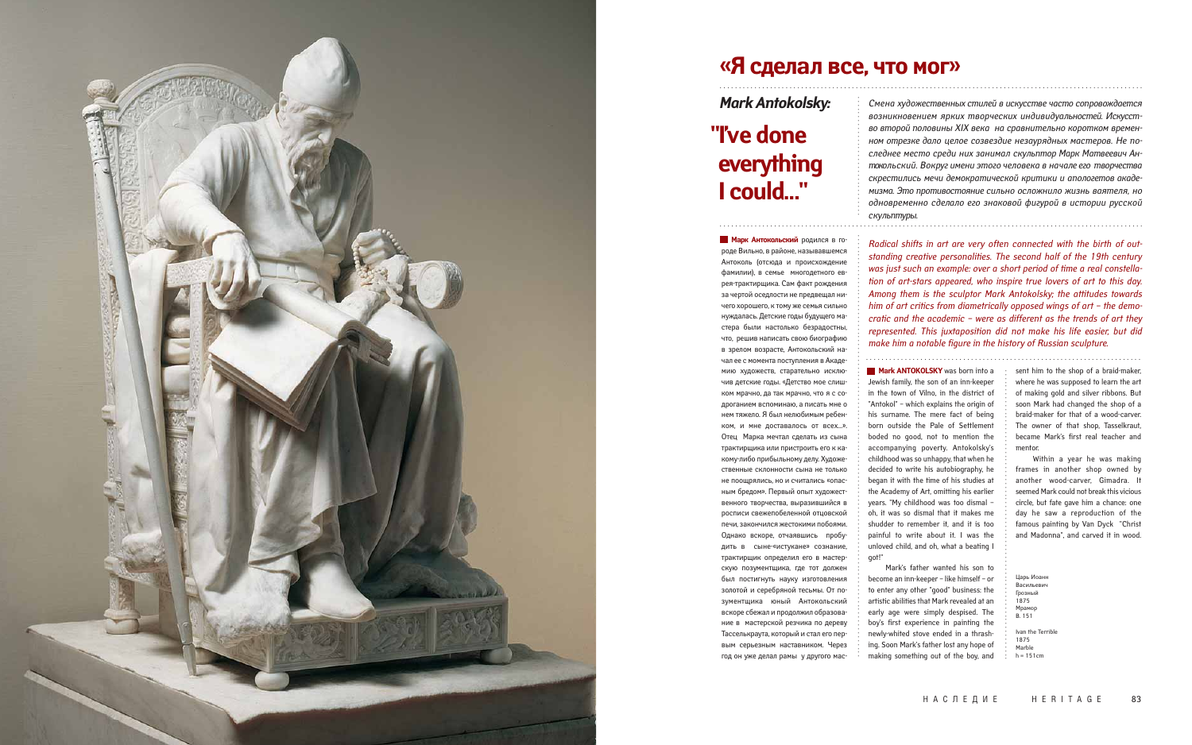# «Я сделал все, что мог»

## *Mark Antokolsky:* "I've done everything I could..."

*Смена художественных стилей в искусстве часто сопровождается возникновением ярких творческих индивидуальностей. Искусство второй половины XIX века на сравнительно коротком временном отрезке дало целое созвездие незаурядных мастеров. Не последнее место среди них занимал скульптор Марк Матвеевич Антокольский. Вокруг имени этого человека в начале его творчества скрестились мечи демократической критики и апологетов академизма. Это противостояние сильно осложнило жизнь ваятеля, но одновременно сделало его знаковой фигурой в истории русской скульптуры.*

*Radical shifts in art are very often connected with the birth of outstanding creative personalities. The second half of the 19th century was just such an example: over a short period of time a real constellation of art-stars appeared, who inspire true lovers of art to this day. Among them is the sculptor Mark Antokolsky; the attitudes towards him of art critics from diametrically opposed wings of art – the democratic and the academic – were as different as the trends of art they represented. This juxtaposition did not make his life easier, but did make him a notable figure in the history of Russian sculpture.*

**Марк Антокольский** родился в городе Вильно, в районе, называвшемся Антоколь (отсюда и происхождение фамилии), в семье многодетного еврея-трактирщика. Сам факт рождения за чертой оседлости не предвещал ничего хорошего, к тому же семья сильно нуждалась. Детские годы будущего мастера были настолько безрадостны, что, решив написать свою биографию в зрелом возрасте, Антокольский начал ее с момента поступления в Академию художеств, старательно исключив детские годы. «Детство мое слишком мрачно, да так мрачно, что я с содроганием вспоминаю, а писать мне о нем тяжело. Я был нелюбимым ребенком, и мне доставалось от всех...». Отец Марка мечтал сделать из сына трактирщика или пристроить его к какому-либо прибыльному делу. Художественные склонности сына не только не поощрялись, но и считались «опасным бредом». Первый опыт художественного творчества, выразившийся в росписи свежепобеленной отцовской печи, закончился жестокими побоями. Однако вскоре, отчаявшись пробудить в сыне-«истукане» сознание, трактирщик определил его в мастерскую позументщика, где тот должен был постигнуть науку изготовления золотой и серебряной тесьмы. От позументщика юный Антокольский вскоре сбежал и продолжил образование в мастерской резчика по дереву Тассельраута, который и стал его первым серьезным наставником. Через год он уже делал рамы у другого мас-

**Mark ANTOKOLSKY** was born into a Jewish family, the son of an inn-keeper in the town of Vilno, in the district of "Antokol" – which explains the origin of his surname. The mere fact of being born outside the Pale of Settlement boded no good, not to mention the accompanying poverty. Antokolsky's childhood was so unhappy, that when he decided to write his autobiography, he began it with the time of his studies at the Academy of Art, omitting his earlier years. "My childhood was too dismal – oh, it was so dismal that it makes me shudder to remember it, and it is too painful to write about it. I was the unloved child, and oh, what a beating I got!"

Mark's father wanted his son to become an inn-keeper – like himself – or to enter any other "good" business: the artistic abilities that Mark revealed at an early age were simply despised. The boy's first experience in painting the newly-whited stove ended in a thrashing. Soon Mark's father lost any hope of making something out of the boy, and sent him to the shop of a braid-maker, where he was supposed to learn the art of making gold and silver ribbons. But soon Mark had changed the shop of a braid-maker for that of a wood-carver. The owner of that shop, Tasselkraut, became Mark's first real teacher and mentor.

Within a year he was making frames in another shop owned by another wood-carver, Gimadra. It seemed Mark could not break this vicious circle, but fate gave him a chance: one day he saw a reproduction of the famous painting by Van Dyck "Christ and Madonna", and carved it in wood.

Царь Иоанн Васильевич Грозный
1875
Мрамор
В. 151

Ivan the Terrible
1875
Marble
h = 151cm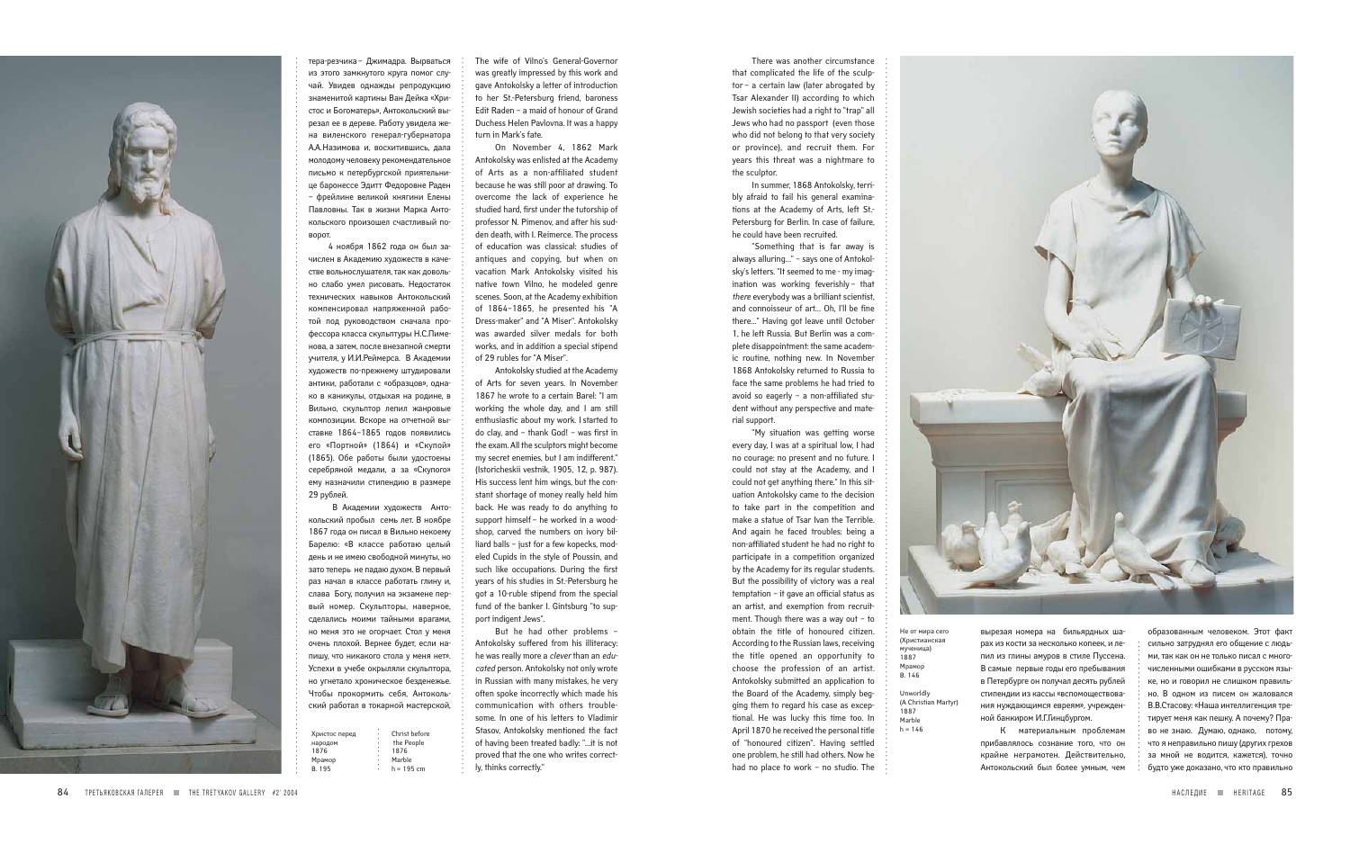тера-резчика – Джимадра. Вырваться из этого замкнутого круга помог случай. Увидев однажды репродукцию знаменитой картины Ван Дейка «Христос и Богоматерь», Антокольский вырезал ее в дереве. Работу увидела жена виленского генерал-губернатора А.А.Назимова и, восхитившись, дала молодому человеку рекомендательное письмо к петербургской приятельнице баронессе Эдитт Федоровне Раден – фрейлине великой княгини Елены Павловны. Так в жизни Марка Антокольского произошел счастливый поворот.

4 ноября 1862 года он был зачислен в Академию художеств в качестве вольнослушателя, так как довольно слабо умел рисовать. Недостаток технических навыков Антокольский компенсировал напряженной работой под руководством сначала профессора класса скульптуры Н.С.Пименова, а затем, после внезапной смерти учителя, у И.И.Реймерса. В Академии художеств по-прежнему штудировали антики, работали с «образцов», однако в каникулы, отдыхая на родине, в Вильно, скульптор лепил жанровые композиции. Вскоре на отчетной выставке 1864–1865 годов появились его «Портной» (1864) и «Скупой» (1865). Обе работы были удостоены серебряной медали, а за «Скупого» ему назначили стипендию в размере 29 рублей.

В Академии художеств Антокольский пробыл семь лет. В ноябре 1867 года он писал в Вильно некоему Барелю: «В классе работаю целый день и не имею свободной минуты, но зато теперь не падаю духом. В первый раз начал в классе работать глину и, слава Богу, получил на экзамене первый номер. Скульпторы, наверное, сделались моими тайными врагами, но меня это не огорчает. Стол у меня очень плохой. Вернее будет, если напишу, что никакого стола у меня нет». Успехи в учебе окрыляли скульптора, но угнетало хроническое безденежье. Чтобы прокормить себя, Антокольский работал в токарной мастерской, вырезая номера на бильярдных шарах из кости за несколько копеек, и лепил из глины амуров в стиле Пуссена. В самые первые годы его пребывания в Петербурге он получал десять рублей стипендии из кассы «вспомоществования нуждающимся евреям», учрежденной банкиром И.Г.Гинцбургом.

К материальным проблемам прибавлялось сознание того, что он крайне неграмотен. Действительно, Антокольский был более умным, чем образованным человеком. Этот факт сильно затруднял его общение с людьми, так как он не только писал с многочисленными ошибками в русском языке, но и говорил не слишком правильно. В одном из писем он жаловался В.В.Стасову: «Наша интеллигенция третирует меня как пешку. А почему? Право не знаю. Думаю, однако, потому, что я неправильно пишу (других грехов за мной не водится, кажется), точно будто уже доказано, что кто правильно

Христос перед народом
1876
Мрамор
В. 195

Christ before the People
1876
Marble
h = 195 cm

The wife of Vilno's General-Governor was greatly impressed by this work and gave Antokolsky a letter of introduction to her St.-Petersburg friend, baroness Edit Raden – a maid of honour of Grand Duchess Helen Pavlovna. It was a happy turn in Mark's fate.

On November 4, 1862 Mark Antokolsky was enlisted at the Academy of Arts as a non-affiliated student because he was still poor at drawing. To overcome the lack of experience he studied hard, first under the tutorship of professor N. Pimenov, and after his sudden death, with I. Reimerce. The process of education was classical: studies of antiques and copying, but when on vacation Mark Antokolsky visited his native town Vilno, he modeled genre scenes. Soon, at the Academy exhibition of 1864–1865, he presented his "A Dress-maker" and "A Miser". Antokolsky was awarded silver medals for both works, and in addition a special stipend of 29 rubles for "A Miser".

Antokolsky studied at the Academy of Arts for seven years. In November 1867 he wrote to a certain Barel: "I am working the whole day, and I am still enthusiastic about my work. I started to do clay, and – thank God! – was first in the exam. All the sculptors might become my secret enemies, but I am indifferent." (Istoricheskii vestnik, 1905, 12, p. 987). His success lent him wings, but the constant shortage of money really held him back. He was ready to do anything to support himself – he worked in a woodshop, carved the numbers on ivory billiard balls – just for a few kopecks, modeled Cupids in the style of Poussin, and such like occupations. During the first years of his studies in St.-Petersburg he got a 10-ruble stipend from the special fund of the banker I. Gintsburg "to support indigent Jews".

But he had other problems – Antokolsky suffered from his illiteracy: he was really more a *clever* than an *educated* person. Antokolsky not only wrote in Russian with many mistakes, he very often spoke incorrectly which made his communication with others troublesome. In one of his letters to Vladimir Stasov, Antokolsky mentioned the fact of having been treated badly: "...it is not proved that the one who writes correctly, thinks correctly."

There was another circumstance that complicated the life of the sculptor – a certain law (later abrogated by Tsar Alexander II) according to which Jewish societies had a right to "trap" all Jews who had no passport (even those who did not belong to that very society or province), and recruit them. For years this threat was a nightmare to the sculptor.

In summer, 1868 Antokolsky, terribly afraid to fail his general examinations at the Academy of Arts, left St.-Petersburg for Berlin. In case of failure, he could have been recruited.

"Something that is far away is always alluring..." – says one of Antokolsky's letters. "It seemed to me - my imagination was working feverishly – that *there* everybody was a brilliant scientist, and connoisseur of art... Oh, I'll be fine there..." Having got leave until October 1, he left Russia. But Berlin was a complete disappointment: the same academic routine, nothing new. In November 1868 Antokolsky returned to Russia to face the same problems he had tried to avoid so eagerly – a non-affiliated student without any perspective and material support.

"My situation was getting worse every day, I was at a spiritual low, I had no courage: no present and no future. I could not stay at the Academy, and I could not get anything there." In this situation Antokolsky came to the decision to take part in the competition and make a statue of Tsar Ivan the Terrible. And again he faced troubles: being a non-affiliated student he had no right to participate in a competition organized by the Academy for its regular students. But the possibility of victory was a real temptation – it gave an official status as an artist, and exemption from recruitment. Though there was a way out – to obtain the title of honoured citizen. According to the Russian laws, receiving the title opened an opportunity to choose the profession of an artist. Antokolsky submitted an application to the Board of the Academy, simply begging them to regard his case as exceptional. He was lucky this time too. In April 1870 he received the personal title of "honoured citizen". Having settled one problem, he still had others. Now he had no place to work – no studio. The

Не от мира сего (Христианская мученица)
1887
Мрамор
В. 146

Unworldly (A Christian Martyr)
1887
Marble
h = 146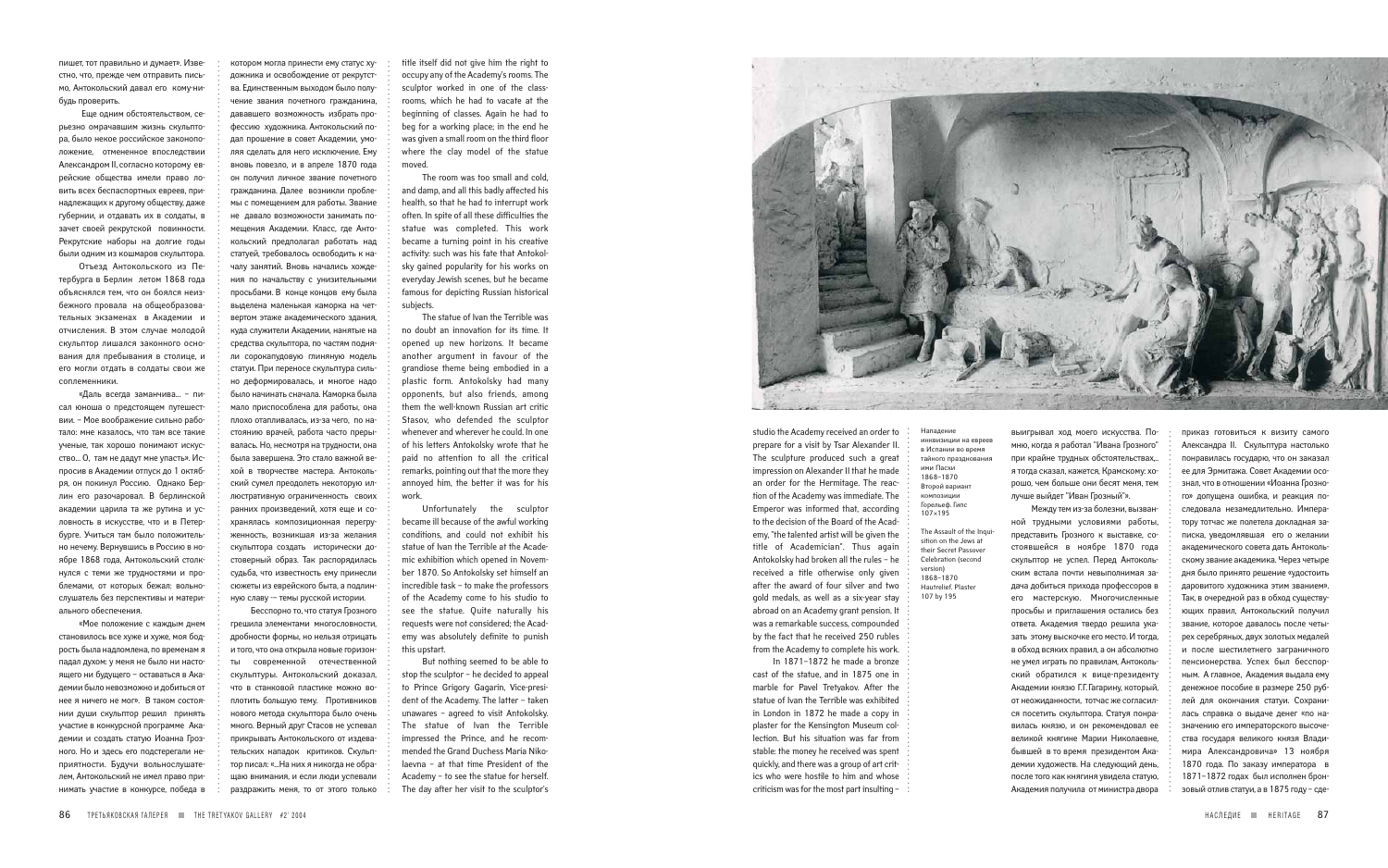пишет, тот правильно и думает». Известно, что, прежде чем отправить письмо, Антокольский давал его кому-нибудь проверить.

Еще одним обстоятельством, серьезно омрачавшим жизнь скульптора, было некое российское законоположение, отмененное впоследствии Александром II, согласно которому еврейские общества имели право ловить всех беспаспортных евреев, принадлежащих к другому обществу, даже губернии, и отдавать их в солдаты, в зачет своей рекрутской повинности. Рекрутские наборы на долгие годы были одним из кошмаров скульптора.

Отъезд Антокольского из Петербурга в Берлин летом 1868 года объяснялся тем, что он боялся неизбежного провала на общеобразовательных экзаменах в Академии и отчисления. В этом случае молодой скульптор лишался законного основания для пребывания в столице, и его могли отдать в солдаты свои же соплеменники.

«Даль всегда заманчива… – писал юноша о предстоящем путешествии. – Мое воображение сильно работало: мне казалось, что там все такие ученые, так хорошо понимают искусство… О, там не дадут мне упасть». Испросив в Академии отпуск до 1 октября, он покинул Россию. Однако Берлин его разочаровал. В берлинской академии царила та же рутина и условность в искусстве, что и в Петербурге. Учиться там было положительно нечему. Вернувшись в Россию в ноябре 1868 года, Антокольский столкнулся с теми же трудностями и проблемами, от которых бежал: вольнослушатель без перспективы и материального обеспечения.

«Мое положение с каждым днем становилось все хуже и хуже, моя бодрость была надломлена, по временам я падал духом: у меня не было ни настоящего ни будущего – оставаться в Академии было невозможно и добиться от нее я ничего не мог». В таком состоянии духа скульптор решил принять участие в конкурсной программе Академии и создать статую Иоанна Грозного. Но и здесь его подстерегали неприятности. Будучи вольнослушателем, Антокольский не имел право принимать участие в конкурсе, победа в котором могла принести ему статус художника и освобождение от рекрутства. Единственным выходом было получение звания почетного гражданина, дававшего возможность избрать профессию художника. Антокольский подал прошение в совет Академии, умоляя сделать для него исключение. Ему вновь повезло, и в апреле 1870 года он получил личное звание почетного гражданина. Далее возникли проблемы с помещением для работы. Звание не давало возможности занимать помещения Академии. Класс, где Антокольский предполагал работать над статуей, требовалось освободить к началу занятий. Вновь начались хождения по начальству с унизительными просьбами. В конце концов ему была выделена маленькая каморка на четвертом этаже академического здания, куда служители Академии, нанятые на средства скульптора, по частям подняли сорокапудовую глиняную модель статуи. При переносе скульптура сильно деформировалась, и многое надо было начинать сначала. Каморка была мало приспособлена для работы, она плохо отапливалась, из-за чего, по настоянию врачей, работа часто прерывалась. Но, несмотря на трудности, она была завершена. Это стало важной вехой в творчестве мастера. Антокольский сумел преодолеть некоторую иллюстративную ограниченность своих ранних произведений, хотя еще и сохранялась композиционная перегруженность, возникшая из-за желания скульптора создать исторически достоверный образ. Так распорядилась судьба, что известность ему принесли сюжеты из еврейского быта, а подлинную славу — темы русской истории.

Бесспорно то, что статуя Грозного грешила элементами многословности, дробности формы, но нельзя отрицать и того, что она открыла новые горизонты современной отечественной скульптуры. Антокольский доказал, что в станковой пластике можно воплотить большую тему. Противников нового метода скульптора было очень много. Верный друг Стасов не успевал прикрывать Антокольского от издевательских нападок критиков. Скульптор писал: «…На них я никогда не обращаю внимания, и если люди успевали раздражить меня, то от этого только выигрывал ход моего искусства. Помню, когда я работал "Ивана Грозного" при крайне трудных обстоятельствах,.. я тогда сказал, кажется, Крамскому: хорошо, чем больше они бесят меня, тем лучше выйдет "Иван Грозный"».

Между тем из-за болезни, вызванной трудными условиями работы, представить Грозного к выставке, состоявшейся в ноябре 1870 года скульптор не успел. Перед Антокольским встала почти невыполнимая задача добиться прихода профессоров в его мастерскую. Многочисленные просьбы и приглашения остались без ответа. Академия твердо решила указать этому выскочке его место. И тогда, в обход всяких правил, а он абсолютно не умел играть по правилам, Антокольский обратился к вице-президенту Академии князю Г.Г.Гагарину, который, от неожиданности, тотчас же согласился посетить скульптора. Статуя понравилась князю, и он рекомендовал ее великой княгине Марии Николаевне, бывшей в то время президентом Академии художеств. На следующий день, после того как княгиня увидела статую, Академия получила от министра двора приказ готовиться к визиту самого Александра II. Скульптура настолько понравилась государю, что он заказал ее для Эрмитажа. Совет Академии осознал, что в отношении «Иоанна Грозного» допущена ошибка, и реакция последовала незамедлительно. Императору тотчас же полетела докладная записка, уведомлявшая его о желании академического совета дать Антокольскому звание академика. Через четыре дня было принято решение «удостоить даровитого художника этим званием». Так, в очередной раз в обход существующих правил, Антокольский получил звание, которое давалось после четырех серебряных, двух золотых медалей и после шестилетнего заграничного пенсионерства. Успех был бесспорным. А главное, Академия выдала ему денежное пособие в размере 250 рублей для окончания статуи. Сохранилась справка о выдаче денег «по назначению его императорского высочества государя великого князя Владимира Александровича» 13 ноября 1870 года. По заказу императора в 1871–1872 годах был исполнен бронзовый отлив статуи, а в 1875 году – сде-

title itself did not give him the right to occupy any of the Academy's rooms. The sculptor worked in one of the classrooms, which he had to vacate at the beginning of classes. Again he had to beg for a working place; in the end he was given a small room on the third floor where the clay model of the statue moved.

The room was too small and cold, and damp, and all this badly affected his health, so that he had to interrupt work often. In spite of all these difficulties the statue was completed. This work became a turning point in his creative activity: such was his fate that Antokolsky gained popularity for his works on everyday Jewish scenes, but he became famous for depicting Russian historical subjects.

The statue of Ivan the Terrible was no doubt an innovation for its time. It opened up new horizons. It became another argument in favour of the grandiose theme being embodied in a plastic form. Antokolsky had many opponents, but also friends, among them the well-known Russian art critic Stasov, who defended the sculptor whenever and wherever he could. In one of his letters Antokolsky wrote that he paid no attention to all the critical remarks, pointing out that the more they annoyed him, the better it was for his work.

Unfortunately the sculptor became ill because of the awful working conditions, and could not exhibit his statue of Ivan the Terrible at the Academic exhibition which opened in November 1870. So Antokolsky set himself an incredible task – to make the professors of the Academy come to his studio to see the statue. Quite naturally his requests were not considered; the Academy was absolutely definite to punish this upstart.

But nothing seemed to be able to stop the sculptor – he decided to appeal to Prince Grigory Gagarin, Vice-president of the Academy. The latter – taken unawares – agreed to visit Antokolsky. The statue of Ivan the Terrible impressed the Prince, and he recommended the Grand Duchess Maria Nikolaevna – at that time President of the Academy – to see the statue for herself. The day after her visit to the sculptor's studio the Academy received an order to prepare for a visit by Tsar Alexander II. The sculpture produced such a great impression on Alexander II that he made an order for the Hermitage. The reaction of the Academy was immediate. The Emperor was informed that, according to the decision of the Board of the Academy, "the talented artist will be given the title of Academician". Thus again Antokolsky had broken all the rules – he received a title otherwise only given after the award of four silver and two gold medals, as well as a six-year stay abroad on an Academy grant pension. It was a remarkable success, compounded by the fact that he received 250 rubles from the Academy to complete his work.

In 1871–1872 he made a bronze cast of the statue, and in 1875 one in marble for Pavel Tretyakov. After the statue of Ivan the Terrible was exhibited in London in 1872 he made a copy in plaster for the Kensington Museum collection. But his situation was far from stable: the money he received was spent quickly, and there was a group of art critics who were hostile to him and whose criticism was for the most part insulting –

Нападение инквизиции на евреев в Испании во время тайного празднования ими Пасхи
1868–1870
Второй вариант композиции
Горельеф. Гипс
107×195

The Assault of the Inquisition on the Jews at their Secret Passover Celebration (second version)
1868–1870
Hautrelief. Plaster
107 by 195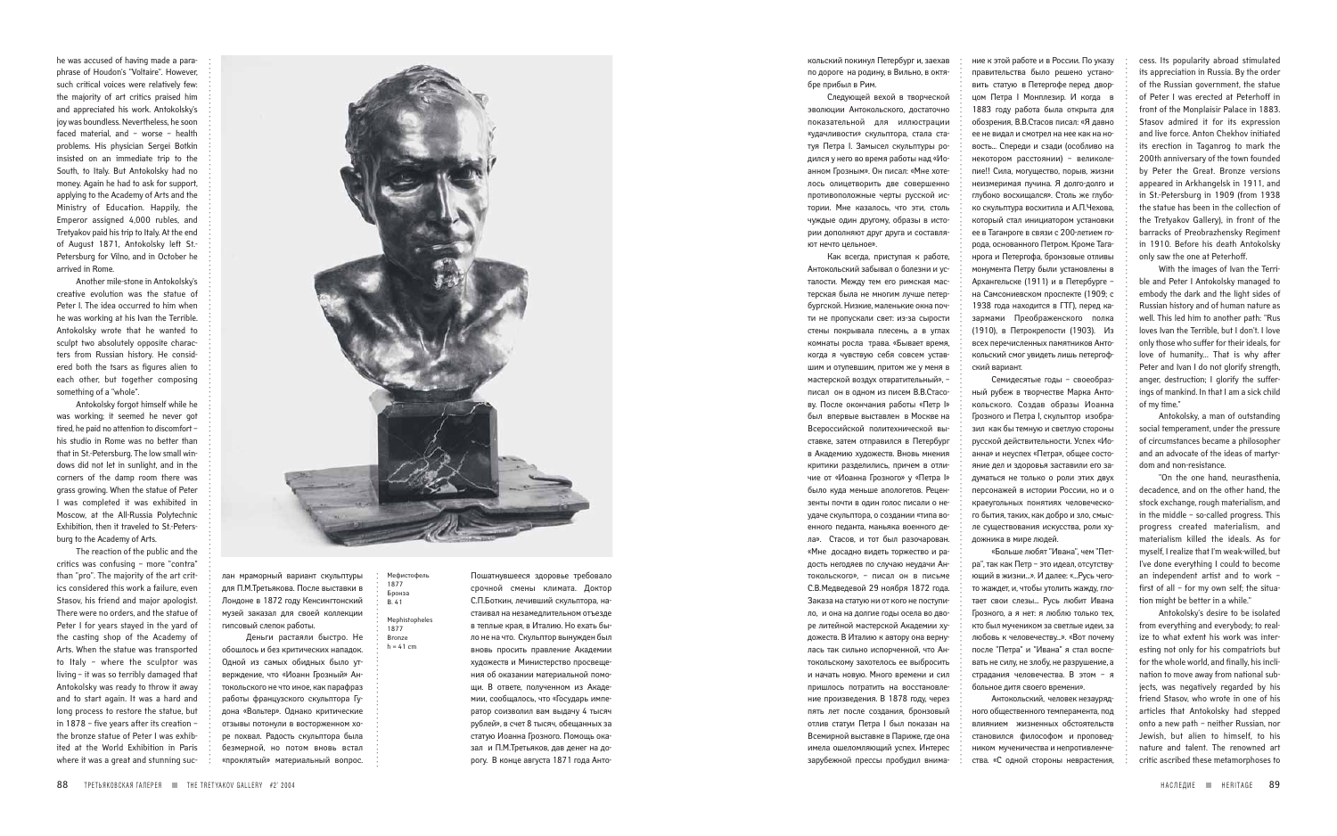he was accused of having made a paraphrase of Houdon's "Voltaire". However, such critical voices were relatively few: the majority of art critics praised him and appreciated his work. Antokolsky's joy was boundless. Nevertheless, he soon faced material, and – worse – health problems. His physician Sergei Botkin insisted on an immediate trip to the South, to Italy. But Antokolsky had no money. Again he had to ask for support, applying to the Academy of Arts and the Ministry of Education. Happily, the Emperor assigned 4,000 rubles, and Tretyakov paid his trip to Italy. At the end of August 1871, Antokolsky left St.-Petersburg for Vilno, and in October he arrived in Rome.

Another mile-stone in Antokolsky's creative evolution was the statue of Peter I. The idea occurred to him when he was working at his Ivan the Terrible. Antokolsky wrote that he wanted to sculpt two absolutely opposite characters from Russian history. He considered both the tsars as figures alien to each other, but together composing something of a "whole".

Antokolsky forgot himself while he was working; it seemed he never got tired, he paid no attention to discomfort – his studio in Rome was no better than that in St.-Petersburg. The low small windows did not let in sunlight, and in the corners of the damp room there was grass growing. When the statue of Peter I was completed it was exhibited in Moscow, at the All-Russia Polytechnic Exhibition, then it traveled to St.-Petersburg to the Academy of Arts.

The reaction of the public and the critics was confusing – more "contra" than "pro". The majority of the art critics considered this work a failure, even Stasov, his friend and major apologist. There were no orders, and the statue of Peter I for years stayed in the yard of the casting shop of the Academy of Arts. When the statue was transported to Italy – where the sculptor was living – it was so terribly damaged that Antokolsky was ready to throw it away and to start again. It was a hard and long process to restore the statue, but in 1878 – five years after its creation – the bronze statue of Peter I was exhibited at the World Exhibition in Paris where it was a great and stunning success. Its popularity abroad stimulated its appreciation in Russia. By the order of the Russian government, the statue of Peter I was erected at Peterhoff in front of the Monplaisir Palace in 1883. Stasov admired it for its expression and live force. Anton Chekhov initiated its erection in Taganrog to mark the 200th anniversary of the town founded by Peter the Great. Bronze versions appeared in Arkhangelsk in 1911, and in St.-Petersburg in 1909 (from 1938 the statue has been in the collection of the Tretyakov Gallery), in front of the barracks of Preobrazhensky Regiment in 1910. Before his death Antokolsky only saw the one at Peterhoff.

With the images of Ivan the Terrible and Peter I Antokolsky managed to embody the dark and the light sides of Russian history and of human nature as well. This led him to another path: "Rus loves Ivan the Terrible, but I don't. I love only those who suffer for their ideals, for love of humanity... That is why after Peter and Ivan I do not glorify strength, anger, destruction; I glorify the sufferings of mankind. In that I am a sick child of my time."

Antokolsky, a man of outstanding social temperament, under the pressure of circumstances became a philosopher and an advocate of the ideas of martyrdom and non-resistance.

"On the one hand, neurasthenia, decadence, and on the other hand, the stock exchange, rough materialism, and in the middle – so-called progress. This progress created materialism, and materialism killed the ideals. As for myself, I realize that I'm weak-willed, but I've done everything I could to become an independent artist and to work – first of all – for my own self; the situation might be better in a while."

Antokolsky's desire to be isolated from everything and everybody; to realize to what extent his work was interesting not only for his compatriots but for the whole world, and finally, his inclination to move away from national subjects, was negatively regarded by his friend Stasov, who wrote in one of his articles that Antokolsky had stepped onto a new path – neither Russian, nor Jewish, but alien to himself, to his nature and talent. The renowned art critic ascribed these metamorphoses to

лан мраморный вариант скульптуры для П.М.Третьякова. После выставки в Лондоне в 1872 году Кенсингтонский музей заказал для своей коллекции гипсовый слепок работы.

Деньги растаяли быстро. Не обошлось и без критических нападок. Одной из самых обидных было утверждение, что «Иоанн Грозный» Антокольского не что иное, как парафраз работы французского скульптора Гудона «Вольтер». Однако критические отзывы потонули в восторженном хоре похвал. Радость скульптора была безмерной, но потом вновь встал «проклятый» материальный вопрос.

Мефистофель
1877
Бронза
В. 41

Mephistopheles
1877
Bronze
h = 41 cm

Пошатнувшееся здоровье требовало срочной смены климата. Доктор С.П.Боткин, лечивший скульптора, настаивал на незамедлительном отъезде в теплые края, в Италию. Но ехать было не на что. Скульптор вынужден был вновь просить правление Академии художеств и Министерство просвещения об оказании материальной помощи. В ответе, полученном из Академии, сообщалось, что «Государь император соизволил вам выдачу 4 тысяч рублей», в счет 8 тысяч, обещанных за статую Иоанна Грозного. Помощь оказал и П.М.Третьяков, дав денег на дорогу. В конце августа 1871 года Антокольский покинул Петербург и, заехав по дороге на родину, в Вильно, в октябре прибыл в Рим.

Следующей вехой в творческой эволюции Антокольского, достаточно показательной для иллюстрации «удачливости» скульптора, стала статуя Петра I. Замысел скульптуры родился у него во время работы над «Иоанном Грозным». Он писал: «Мне хотелось олицетворить две совершенно противоположные черты русской истории. Мне казалось, что эти, столь чуждые один другому, образы в истории дополняют друг друга и составляют нечто цельное».

Как всегда, приступая к работе, Антокольский забывал о болезни и усталости. Между тем его римская мастерская была не многим лучше петербургской. Низкие, маленькие окна почти не пропускали свет: из-за сырости стены покрывала плесень, а в углах комнаты росла трава. «Бывает время, когда я чувствую себя совсем уставшим и отупевшим, притом же у меня в мастерской воздух отвратительный», – писал он в одном из писем В.В.Стасову. После окончания работы «Петр I» был впервые выставлен в Москве на Всероссийской политехнической выставке, затем отправился в Петербург в Академию художеств. Вновь мнения критики разделились, причем в отличие от «Иоанна Грозного» у «Петра I» было куда меньше апологетов. Рецензенты почти в один голос писали о неудаче скульптора, о создании «типа военного педанта, маньяка военного дела». Стасов, и тот был разочарован. «Мне досадно видеть торжество и радость негодяев по случаю неудачи Антокольского», – писал он в письме С.В.Медведевой 29 ноября 1872 года. Заказа на статую ни от кого не поступило, и она на долгие годы осела во дворе литейной мастерской Академии художеств. В Италию к автору она вернулась так сильно испорченной, что Антокольскому захотелось ее выбросить и начать новую. Много времени и сил пришлось потратить на восстановление произведения. В 1878 году, через пять лет после создания, бронзовый отлив статуи Петра I был показан на Всемирной выставке в Париже, где она имела ошеломляющий успех. Интерес зарубежной прессы пробудил внимание к этой работе и в России. По указу правительства было решено установить статую в Петергофе перед дворцом Петра I Монплезир. И когда в 1883 году работа была открыта для обозрения, В.В.Стасов писал: «Я давно ее не видел и смотрел на нее как на новость… Спереди и сзади (особливо на некотором расстоянии) – великолепие!! Сила, могущество, порыв, жизни неизмеримая пучина. Я долго-долго и глубоко восхищался». Столь же глубоко скульптура восхитила и А.П.Чехова, который стал инициатором установки ее в Таганроге в связи с 200-летием города, основанного Петром. Кроме Таганрога и Петергофа, бронзовые отливы монумента Петру были установлены в Архангельске (1911) и в Петербурге – на Самсониевском проспекте (1909; с 1938 года находится в ГТГ), перед казармами Преображенского полка (1910), в Петрокрепости (1903). Из всех перечисленных памятников Антокольский смог увидеть лишь петергофский вариант.

Семидесятые годы – своеобразный рубеж в творчестве Марка Антокольского. Создав образы Иоанна Грозного и Петра I, скульптор изобразил как бы темную и светлую стороны русской действительности. Успех «Иоанна» и неуспех «Петра», общее состояние дел и здоровья заставили его задуматься не только о роли этих двух персонажей в истории России, но и о краеугольных понятиях человеческого бытия, таких, как добро и зло, смысле существования искусства, роли художника в мире людей.

«Больше любят "Ивана", чем "Петра", так как Петр – это идеал, отсутствующий в жизни…». И далее: «…Русь чего-то жаждет, и, чтобы утолить жажду, глотает свои слезы… Русь любит Ивана Грозного, а я нет: я люблю только тех, кто был мучеником за светлые идеи, за любовь к человечеству…». «Вот почему после "Петра" и "Ивана" я стал воспевать не силу, не злобу, не разрушение, а страдания человечества. В этом – я больное дитя своего времени».

Антокольский, человек незаурядного общественного темперамента, под влиянием жизненных обстоятельств становился философом и проповедником мученичества и непротивленчества. «С одной стороны неврастения,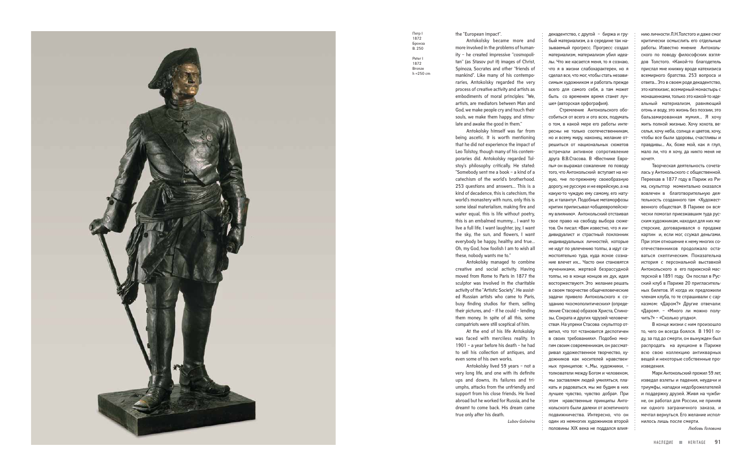Петр I
1872
Бронза
В. 250

Peter I
1872
Bronze
h =250 cm

the "European impact".

Antokolsky became more and more involved in the problems of humanity – he created impressive "cosmopolitan" (as Stasov put it) images of Christ, Spinoza, Socrates and other "friends of mankind". Like many of his contemporaries, Antokolsky regarded the very process of creative activity and artists as embodiments of moral principles: "We, artists, are mediators between Man and God, we make people cry and touch their souls, we make them happy, and stimulate and awake the good in them."

Antokolsky himself was far from being ascetic. It is worth mentioning that he did not experience the impact of Leo Tolstoy, though many of his contemporaries did. Antokolsky regarded Tolstoy's philosophy critically. He stated: "Somebody sent me a book – a kind of a catechism of the world's brotherhood. 253 questions and answers… This is a kind of decadence, this is catechism, the world's monastery with nuns, only this is some ideal materialism, making fire and water equal, this is life without poetry, this is an embalmed mummy… I want to live a full life. I want laughter, joy, I want the sky, the sun, and flowers, I want everybody be happy, healthy and true… Oh, my God, how foolish I am to wish all these, nobody wants me to."

Antokolsky managed to combine creative and social activity. Having moved from Rome to Paris in 1877 the sculptor was involved in the charitable activity of the "Artistic Society". He assisted Russian artists who came to Paris, busy finding studios for them, selling their pictures, and – if he could – lending them money. In spite of all this, some compatriots were still sceptical of him.

At the end of his life Antokolsky was faced with merciless reality. In 1901 – a year before his death – he had to sell his collection of antiques, and even some of his own works.

Antokolsky lived 59 years – not a very long life, and one with its definite ups and downs, its failures and triumphs, attacks from the unfriendly and support from his close friends. He lived abroad but he worked for Russia, and he dreamt to come back. His dream came true only after his death.

*Lubov Golovina*

декадентство, с другой – биржа и грубый материализм, а в середине так называемый прогресс. Прогресс создал материализм, материализм убил идеалы. Что же касается меня, то я сознаю, что я в жизни слабохарактерен, но я сделал все, что мог, чтобы стать независимым художником и работать прежде всего для самого себя, а там может быть со временем время станет лучше» (авторская орфография).

Стремление Антокольского обособиться от всего и ото всех, подумать о том, в какой мере его работы интересны не только соотечественникам, но и всему миру, наконец, желание отрешиться от национальных сюжетов встречали активное сопротивление друга В.В.Стасова. В «Вестнике Европы» он выражал сожаление по поводу того, что Антокольский вступает на новую, «не по-прежнему своеобразную дорогу, не русскую и не еврейскую, а на какую-то чуждую ему самому, его натуре, и таланту». Подобные метаморфозы критик приписывал «общеевропейскому влиянию». Антокольский отстаивал свое право на свободу выбора сюжетов. Он писал: «Вам известно, что я индивидуалист и страстный поклонник индивидуальных личностей, которые не идут по увлечению толпы, а идут самостоятельно туда, куда ясное сознание влечет их… Часто они становятся мучениками, жертвой безрассудной толпы, но в конце концов их дух, идея восторжествуют». Это желание решать в своем творчестве общечеловеческие задачи привело Антокольского к созданию «космополитических» (определение Стасова) образов Христа, Спинозы, Сократа и других «друзей человечества». На упреки Стасова скульптор ответил, что тот «становится деспотичен в своих требованиях». Подобно многим своим современникам, он рассматривал художественное творчество, художников как носителей нравственных принципов: «…Мы, художники, – толкователи между Богом и человеком, мы заставляем людей умиляться, плакать и радоваться, мы же будим в них лучшее чувство, чувство добра». При этом нравственные принципы Антокольского были далеки от аскетичного подвижничества. Интересно, что он один из немногих художников второй половины XIX века не поддался влиянию личности Л.Н.Толстого и даже смог критически осмыслить его отдельные работы. Известно мнение Антокольского по поводу философских взглядов Толстого. «Какой-то благодетель прислал мне книжку вроде катехизиса всемирного братства. 253 вопроса и ответа… Это в своем роде декадентство, это катехизис, всемирный монастырь с монашенками, только это какой-то идеальный материализм, равняющий огонь и воду, это жизнь без поэзии, это бальзамированная мумия… Я хочу жить полной жизнью. Хочу хохота, веселья, хочу неба, солнца и цветов, хочу, чтобы все были здоровы, счастливы и правдивы… Ах, боже мой, как я глуп, мало ли, что я хочу, да никто меня не хочет».

Творческая деятельность сочеталась у Антокольского с общественной. Переехав в 1877 году в Париж из Рима, скульптор моментально оказался вовлечен в благотворительную деятельность созданного там «Художественного общества». В Париже он всячески помогал приезжавшим туда русским художникам, находил для них мастерские, договаривался о продаже картин и, если мог, ссужал деньгами. При этом отношение к нему многих соотечественников продолжало оставаться скептическим. Показательна история с персональной выставкой Антокольского в его парижской мастерской в 1891 году. Он послал в Русский клуб в Париже 20 пригласительных билетов. И когда их предложили членам клуба, то те спрашивали с сарказмом: «Даром?» Другие отвечали: «Даром». – «Много ли можно получить?» – «Сколько угодно».

В конце жизни с ним произошло то, чего он всегда боялся. В 1901 году, за год до смерти, он вынужден был распродать на аукционе в Париже всю свою коллекцию антикварных вещей и некоторые собственные произведения.

Марк Антокольский прожил 59 лет, изведал взлеты и падения, неудачи и триумфы, нападки недоброжелателей и поддержку друзей. Живя на чужбине, он работал для России, не приняв ни одного заграничного заказа, и мечтал вернуться. Его желание исполнилось лишь после смерти.

*Любовь Головина*